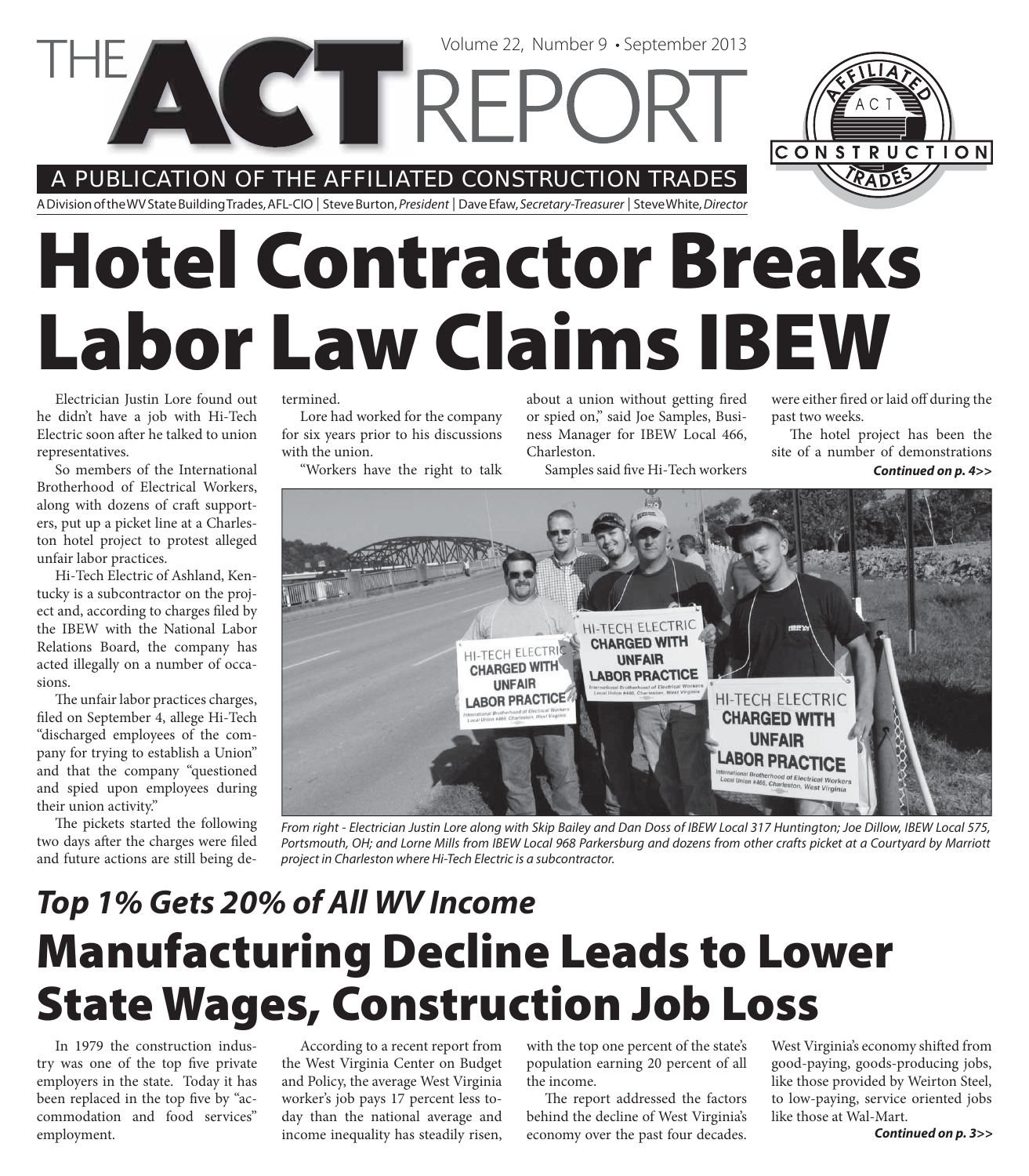# THE ACT REPORT

Volume 22, Number 9 • September 2013

A PUBLICATION OF THE AFFILIATED CONSTRUCTION TRADES

A Division of the WV State Building Trades, AFL-CIO | Steve Burton, *President* | Dave Efaw, *Secretary-Treasurer* | Steve White, *Director*

# Hotel Contractor Breaks Labor Law Claims IBEW

Electrician Justin Lore found out he didn't have a job with Hi-Tech Electric soon after he talked to union representatives.

So members of the International Brotherhood of Electrical Workers, along with dozens of craft supporters, put up a picket line at a Charleston hotel project to protest alleged unfair labor practices.

Hi-Tech Electric of Ashland, Kentucky is a subcontractor on the project and, according to charges filed by the IBEW with the National Labor Relations Board, the company has acted illegally on a number of occasions.

The unfair labor practices charges, filed on September 4, allege Hi-Tech "discharged employees of the company for trying to establish a Union" and that the company "questioned and spied upon employees during their union activity."

The pickets started the following two days after the charges were filed and future actions are still being determined.

Lore had worked for the company for six years prior to his discussions with the union.

"Workers have the right to talk about a union without getting fired or spied on," said Joe Samples, Business Manager for IBEW Local 466, Charleston.

Samples said five Hi-Tech workers were either fired or laid off during the past two weeks.

The hotel project has been the site of a number of demonstrations

***Continued on p. 4>>***

*From right - Electrician Justin Lore along with Skip Bailey and Dan Doss of IBEW Local 317 Huntington; Joe Dillow, IBEW Local 575, Portsmouth, OH; and Lorne Mills from IBEW Local 968 Parkersburg and dozens from other crafts picket at a Courtyard by Marriott project in Charleston where Hi-Tech Electric is a subcontractor.*

## *Top 1% Gets 20% of All WV Income*

# Manufacturing Decline Leads to Lower State Wages, Construction Job Loss

In 1979 the construction industry was one of the top five private employers in the state. Today it has been replaced in the top five by "accommodation and food services" employment.

According to a recent report from the West Virginia Center on Budget and Policy, the average West Virginia worker's job pays 17 percent less today than the national average and income inequality has steadily risen, with the top one percent of the state's population earning 20 percent of all the income.

The report addressed the factors behind the decline of West Virginia's economy over the past four decades. West Virginia's economy shifted from good-paying, goods-producing jobs, like those provided by Weirton Steel, to low-paying, service oriented jobs like those at Wal-Mart.

***Continued on p. 3>>***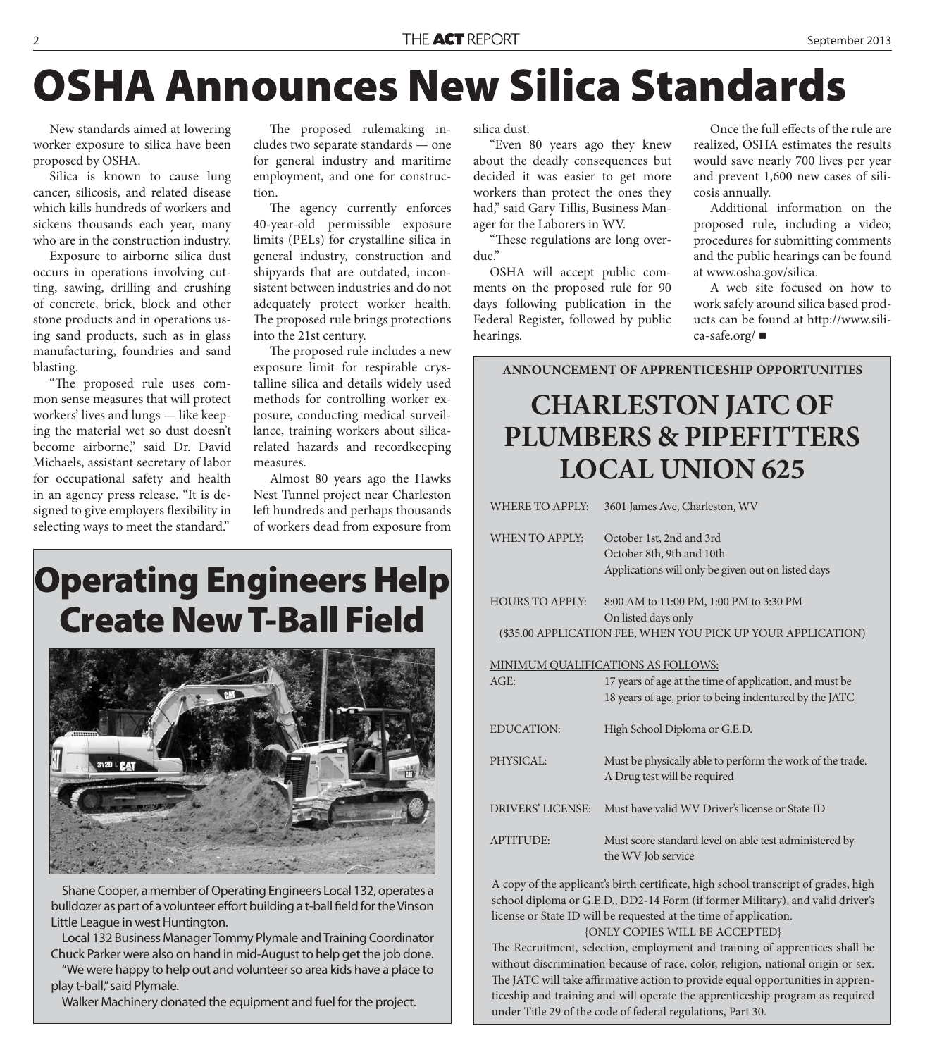# OSHA Announces New Silica Standards

New standards aimed at lowering worker exposure to silica have been proposed by OSHA.

Silica is known to cause lung cancer, silicosis, and related disease which kills hundreds of workers and sickens thousands each year, many who are in the construction industry.

Exposure to airborne silica dust occurs in operations involving cutting, sawing, drilling and crushing of concrete, brick, block and other stone products and in operations using sand products, such as in glass manufacturing, foundries and sand blasting.

"The proposed rule uses common sense measures that will protect workers' lives and lungs — like keeping the material wet so dust doesn't become airborne," said Dr. David Michaels, assistant secretary of labor for occupational safety and health in an agency press release. "It is designed to give employers flexibility in selecting ways to meet the standard."

The proposed rulemaking includes two separate standards — one for general industry and maritime employment, and one for construction.

The agency currently enforces 40-year-old permissible exposure limits (PELs) for crystalline silica in general industry, construction and shipyards that are outdated, inconsistent between industries and do not adequately protect worker health. The proposed rule brings protections into the 21st century.

The proposed rule includes a new exposure limit for respirable crystalline silica and details widely used methods for controlling worker exposure, conducting medical surveillance, training workers about silica-related hazards and recordkeeping measures.

Almost 80 years ago the Hawks Nest Tunnel project near Charleston left hundreds and perhaps thousands of workers dead from exposure from silica dust.

"Even 80 years ago they knew about the deadly consequences but decided it was easier to get more workers than protect the ones they had," said Gary Tillis, Business Manager for the Laborers in WV.

"These regulations are long overdue."

OSHA will accept public comments on the proposed rule for 90 days following publication in the Federal Register, followed by public hearings.

Once the full effects of the rule are realized, OSHA estimates the results would save nearly 700 lives per year and prevent 1,600 new cases of silicosis annually.

Additional information on the proposed rule, including a video; procedures for submitting comments and the public hearings can be found at www.osha.gov/silica.

A web site focused on how to work safely around silica based products can be found at http://www.silica-safe.org/ ■

# Operating Engineers Help Create New T-Ball Field

Shane Cooper, a member of Operating Engineers Local 132, operates a bulldozer as part of a volunteer effort building a t-ball field for the Vinson Little League in west Huntington.

Local 132 Business Manager Tommy Plymale and Training Coordinator Chuck Parker were also on hand in mid-August to help get the job done.

"We were happy to help out and volunteer so area kids have a place to play t-ball," said Plymale.

Walker Machinery donated the equipment and fuel for the project.

**ANNOUNCEMENT OF APPRENTICESHIP OPPORTUNITIES**

## CHARLESTON JATC OF PLUMBERS & PIPEFITTERS LOCAL UNION 625

WHERE TO APPLY: 3601 James Ave, Charleston, WV

WHEN TO APPLY: October 1st, 2nd and 3rd
October 8th, 9th and 10th
Applications will only be given out on listed days

HOURS TO APPLY: 8:00 AM to 11:00 PM, 1:00 PM to 3:30 PM
On listed days only

($35.00 APPLICATION FEE, WHEN YOU PICK UP YOUR APPLICATION)

MINIMUM QUALIFICATIONS AS FOLLOWS:

AGE: 17 years of age at the time of application, and must be 18 years of age, prior to being indentured by the JATC

EDUCATION: High School Diploma or G.E.D.

PHYSICAL: Must be physically able to perform the work of the trade. A Drug test will be required

DRIVERS' LICENSE: Must have valid WV Driver's license or State ID

APTITUDE: Must score standard level on able test administered by the WV Job service

A copy of the applicant's birth certificate, high school transcript of grades, high school diploma or G.E.D., DD2-14 Form (if former Military), and valid driver's license or State ID will be requested at the time of application.

{ONLY COPIES WILL BE ACCEPTED}

The Recruitment, selection, employment and training of apprentices shall be without discrimination because of race, color, religion, national origin or sex. The JATC will take affirmative action to provide equal opportunities in apprenticeship and training and will operate the apprenticeship program as required under Title 29 of the code of federal regulations, Part 30.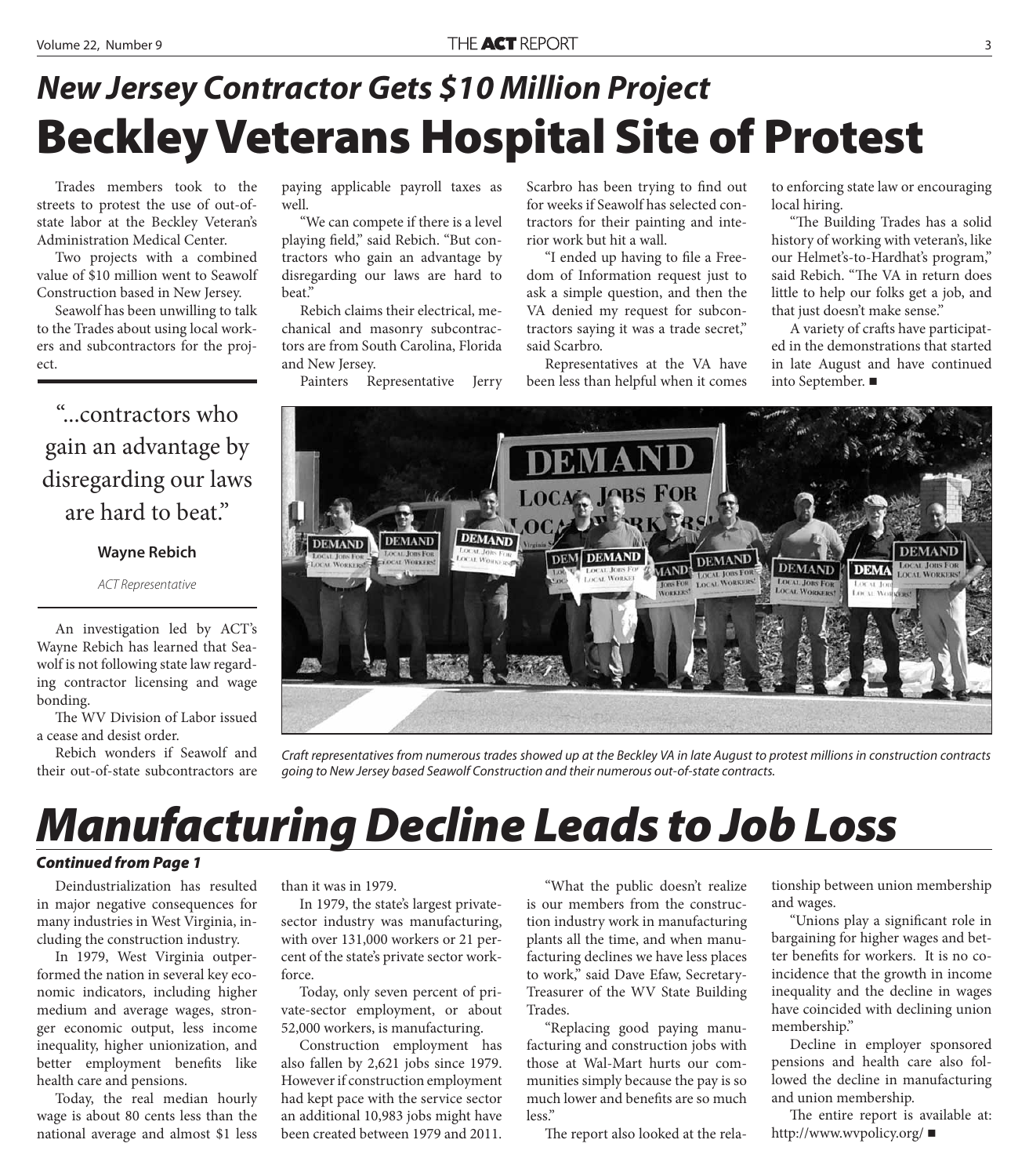## *New Jersey Contractor Gets $10 Million Project*

# Beckley Veterans Hospital Site of Protest

Trades members took to the streets to protest the use of out-of-state labor at the Beckley Veteran's Administration Medical Center.

Two projects with a combined value of $10 million went to Seawolf Construction based in New Jersey.

Seawolf has been unwilling to talk to the Trades about using local workers and subcontractors for the project.

> "...contractors who gain an advantage by disregarding our laws are hard to beat."
>
> **Wayne Rebich**
>
> *ACT Representative*

An investigation led by ACT's Wayne Rebich has learned that Seawolf is not following state law regarding contractor licensing and wage bonding.

The WV Division of Labor issued a cease and desist order.

Rebich wonders if Seawolf and their out-of-state subcontractors are paying applicable payroll taxes as well.

"We can compete if there is a level playing field," said Rebich. "But contractors who gain an advantage by disregarding our laws are hard to beat."

Rebich claims their electrical, mechanical and masonry subcontractors are from South Carolina, Florida and New Jersey.

Painters Representative Jerry Scarbro has been trying to find out for weeks if Seawolf has selected contractors for their painting and interior work but hit a wall.

"I ended up having to file a Freedom of Information request just to ask a simple question, and then the VA denied my request for subcontractors saying it was a trade secret," said Scarbro.

Representatives at the VA have been less than helpful when it comes to enforcing state law or encouraging local hiring.

"The Building Trades has a solid history of working with veteran's, like our Helmet's-to-Hardhat's program," said Rebich. "The VA in return does little to help our folks get a job, and that just doesn't make sense."

A variety of crafts have participated in the demonstrations that started in late August and have continued into September. ■

*Craft representatives from numerous trades showed up at the Beckley VA in late August to protest millions in construction contracts going to New Jersey based Seawolf Construction and their numerous out-of-state contracts.*

# *Manufacturing Decline Leads to Job Loss*

***Continued from Page 1***

Deindustrialization has resulted in major negative consequences for many industries in West Virginia, including the construction industry.

In 1979, West Virginia outperformed the nation in several key economic indicators, including higher medium and average wages, stronger economic output, less income inequality, higher unionization, and better employment benefits like health care and pensions.

Today, the real median hourly wage is about 80 cents less than the national average and almost $1 less than it was in 1979.

In 1979, the state's largest private-sector industry was manufacturing, with over 131,000 workers or 21 percent of the state's private sector workforce.

Today, only seven percent of private-sector employment, or about 52,000 workers, is manufacturing.

Construction employment has also fallen by 2,621 jobs since 1979. However if construction employment had kept pace with the service sector an additional 10,983 jobs might have been created between 1979 and 2011.

"What the public doesn't realize is our members from the construction industry work in manufacturing plants all the time, and when manufacturing declines we have less places to work," said Dave Efaw, Secretary-Treasurer of the WV State Building Trades.

"Replacing good paying manufacturing and construction jobs with those at Wal-Mart hurts our communities simply because the pay is so much lower and benefits are so much less."

The report also looked at the relationship between union membership and wages.

"Unions play a significant role in bargaining for higher wages and better benefits for workers. It is no coincidence that the growth in income inequality and the decline in wages have coincided with declining union membership."

Decline in employer sponsored pensions and health care also followed the decline in manufacturing and union membership.

The entire report is available at: http://www.wvpolicy.org/ ■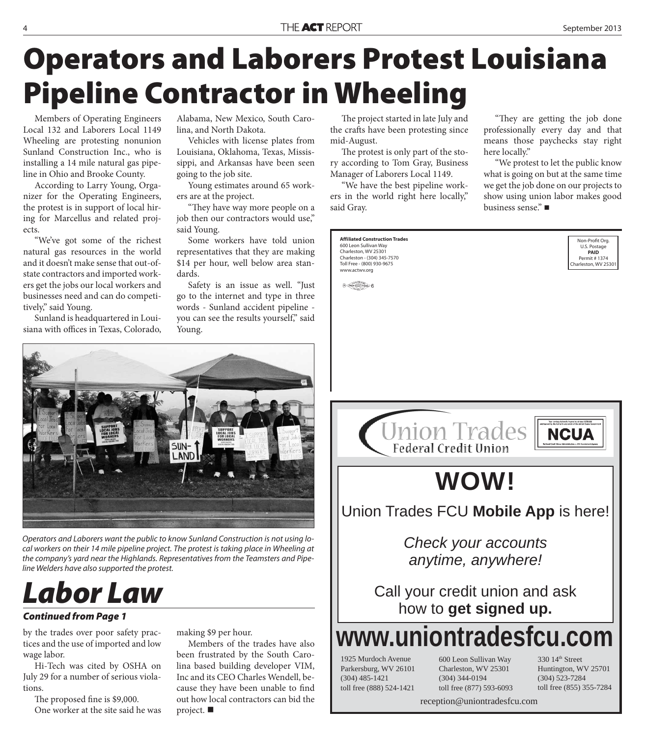# Operators and Laborers Protest Louisiana Pipeline Contractor in Wheeling

Members of Operating Engineers Local 132 and Laborers Local 1149 Wheeling are protesting nonunion Sunland Construction Inc., who is installing a 14 mile natural gas pipeline in Ohio and Brooke County.

According to Larry Young, Organizer for the Operating Engineers, the protest is in support of local hiring for Marcellus and related projects.

"We've got some of the richest natural gas resources in the world and it doesn't make sense that out-of-state contractors and imported workers get the jobs our local workers and businesses need and can do competitively," said Young.

Sunland is headquartered in Louisiana with offices in Texas, Colorado, Alabama, New Mexico, South Carolina, and North Dakota.

Vehicles with license plates from Louisiana, Oklahoma, Texas, Mississippi, and Arkansas have been seen going to the job site.

Young estimates around 65 workers are at the project.

"They have way more people on a job then our contractors would use," said Young.

Some workers have told union representatives that they are making $14 per hour, well below area standards.

Safety is an issue as well. "Just go to the internet and type in three words - Sunland accident pipeline - you can see the results yourself," said Young.

The project started in late July and the crafts have been protesting since mid-August.

The protest is only part of the story according to Tom Gray, Business Manager of Laborers Local 1149.

"We have the best pipeline workers in the world right here locally," said Gray.

"They are getting the job done professionally every day and that means those paychecks stay right here locally."

"We protest to let the public know what is going on but at the same time we get the job done on our projects to show using union labor makes good business sense." ■

*Operators and Laborers want the public to know Sunland Construction is not using local workers on their 14 mile pipeline project. The protest is taking place in Wheeling at the company's yard near the Highlands. Representatives from the Teamsters and Pipeline Welders have also supported the protest.*

**Affiliated Construction Trades**
600 Leon Sullivan Way
Charleston, WV 25301
Charleston - (304) 345-7570
Toll Free - (800) 930-9675
www.actwv.org

Non-Profit Org.
U.S. Postage
**PAID**
Permit # 1374
Charleston, WV 25301

# *Labor Law*

***Continued from Page 1***

by the trades over poor safety practices and the use of imported and low wage labor.

Hi-Tech was cited by OSHA on July 29 for a number of serious violations.

The proposed fine is $9,000.

One worker at the site said he was making $9 per hour.

Members of the trades have also been frustrated by the South Carolina based building developer VIM, Inc and its CEO Charles Wendell, because they have been unable to find out how local contractors can bid the project. ■

Union Trades Federal Credit Union

NCUA

## WOW!

Union Trades FCU **Mobile App** is here!

*Check your accounts anytime, anywhere!*

Call your credit union and ask how to **get signed up.**

**www.uniontradesfcu.com**

1925 Murdoch Avenue
Parkersburg, WV 26101
(304) 485-1421
toll free (888) 524-1421

600 Leon Sullivan Way
Charleston, WV 25301
(304) 344-0194
toll free (877) 593-6093

330 14th Street
Huntington, WV 25701
(304) 523-7284
toll free (855) 355-7284

reception@uniontradesfcu.com